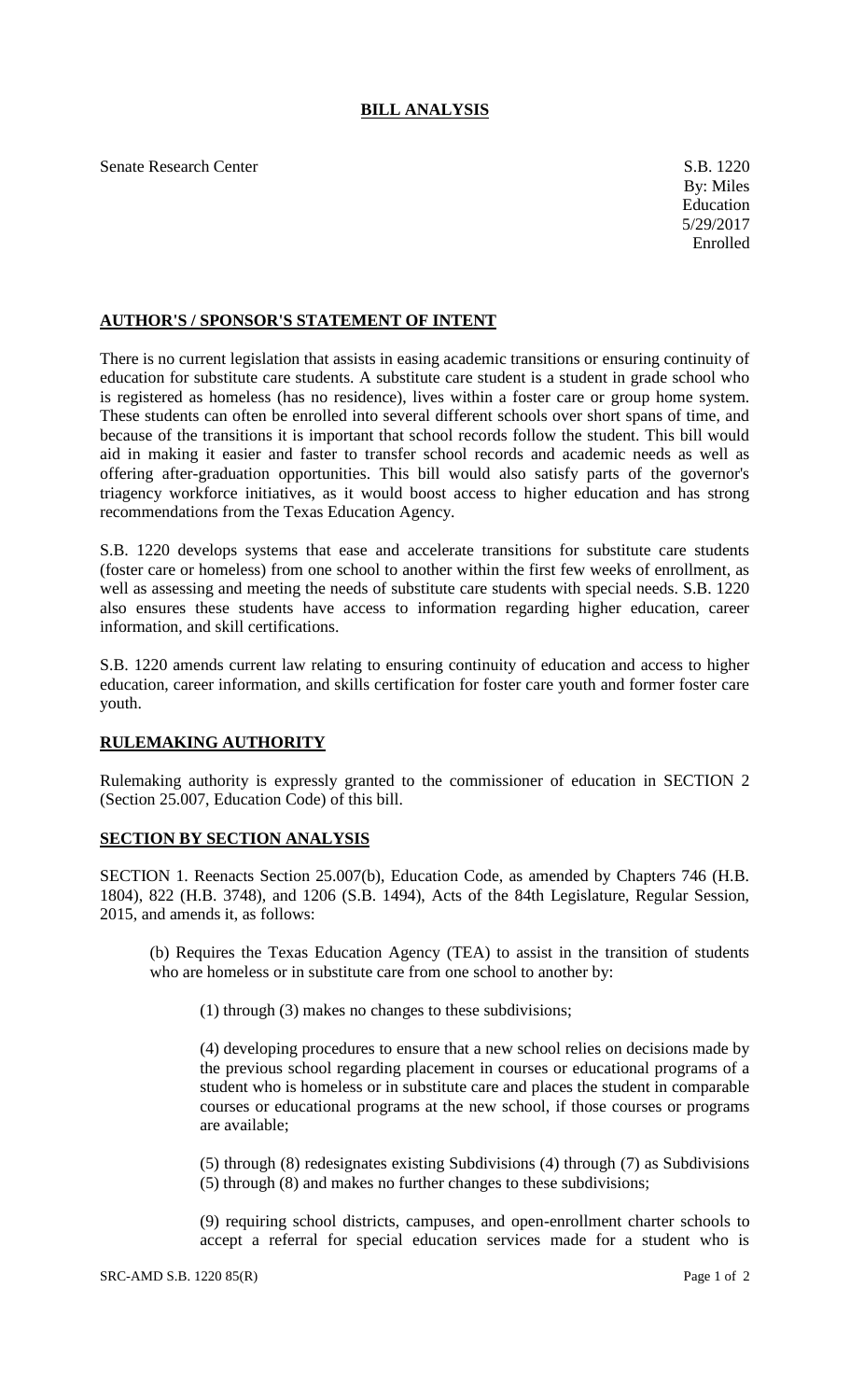# BILL ANALYSIS

Senate Research Center

S.B. 1220
By: Miles
Education
5/29/2017
Enrolled

## AUTHOR'S / SPONSOR'S STATEMENT OF INTENT

There is no current legislation that assists in easing academic transitions or ensuring continuity of education for substitute care students. A substitute care student is a student in grade school who is registered as homeless (has no residence), lives within a foster care or group home system. These students can often be enrolled into several different schools over short spans of time, and because of the transitions it is important that school records follow the student. This bill would aid in making it easier and faster to transfer school records and academic needs as well as offering after-graduation opportunities. This bill would also satisfy parts of the governor's triagency workforce initiatives, as it would boost access to higher education and has strong recommendations from the Texas Education Agency.

S.B. 1220 develops systems that ease and accelerate transitions for substitute care students (foster care or homeless) from one school to another within the first few weeks of enrollment, as well as assessing and meeting the needs of substitute care students with special needs. S.B. 1220 also ensures these students have access to information regarding higher education, career information, and skill certifications.

S.B. 1220 amends current law relating to ensuring continuity of education and access to higher education, career information, and skills certification for foster care youth and former foster care youth.

## RULEMAKING AUTHORITY

Rulemaking authority is expressly granted to the commissioner of education in SECTION 2 (Section 25.007, Education Code) of this bill.

## SECTION BY SECTION ANALYSIS

SECTION 1. Reenacts Section 25.007(b), Education Code, as amended by Chapters 746 (H.B. 1804), 822 (H.B. 3748), and 1206 (S.B. 1494), Acts of the 84th Legislature, Regular Session, 2015, and amends it, as follows:

(b) Requires the Texas Education Agency (TEA) to assist in the transition of students who are homeless or in substitute care from one school to another by:

(1) through (3) makes no changes to these subdivisions;

(4) developing procedures to ensure that a new school relies on decisions made by the previous school regarding placement in courses or educational programs of a student who is homeless or in substitute care and places the student in comparable courses or educational programs at the new school, if those courses or programs are available;

(5) through (8) redesignates existing Subdivisions (4) through (7) as Subdivisions (5) through (8) and makes no further changes to these subdivisions;

(9) requiring school districts, campuses, and open-enrollment charter schools to accept a referral for special education services made for a student who is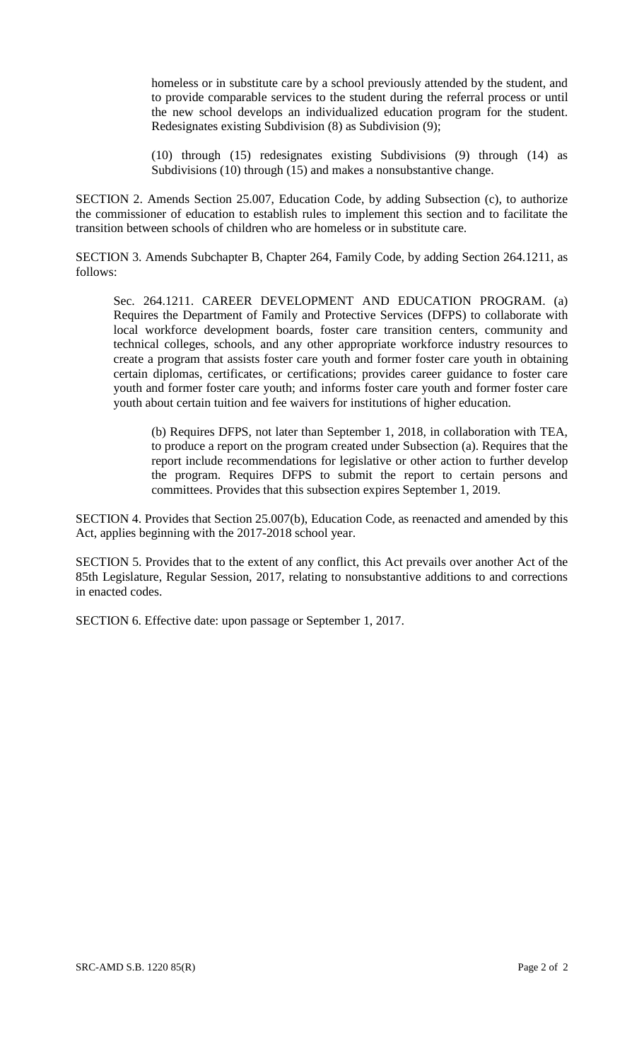homeless or in substitute care by a school previously attended by the student, and to provide comparable services to the student during the referral process or until the new school develops an individualized education program for the student. Redesignates existing Subdivision (8) as Subdivision (9);

(10) through (15) redesignates existing Subdivisions (9) through (14) as Subdivisions (10) through (15) and makes a nonsubstantive change.

SECTION 2. Amends Section 25.007, Education Code, by adding Subsection (c), to authorize the commissioner of education to establish rules to implement this section and to facilitate the transition between schools of children who are homeless or in substitute care.

SECTION 3. Amends Subchapter B, Chapter 264, Family Code, by adding Section 264.1211, as follows:

Sec. 264.1211. CAREER DEVELOPMENT AND EDUCATION PROGRAM. (a) Requires the Department of Family and Protective Services (DFPS) to collaborate with local workforce development boards, foster care transition centers, community and technical colleges, schools, and any other appropriate workforce industry resources to create a program that assists foster care youth and former foster care youth in obtaining certain diplomas, certificates, or certifications; provides career guidance to foster care youth and former foster care youth; and informs foster care youth and former foster care youth about certain tuition and fee waivers for institutions of higher education.

(b) Requires DFPS, not later than September 1, 2018, in collaboration with TEA, to produce a report on the program created under Subsection (a). Requires that the report include recommendations for legislative or other action to further develop the program. Requires DFPS to submit the report to certain persons and committees. Provides that this subsection expires September 1, 2019.

SECTION 4. Provides that Section 25.007(b), Education Code, as reenacted and amended by this Act, applies beginning with the 2017-2018 school year.

SECTION 5. Provides that to the extent of any conflict, this Act prevails over another Act of the 85th Legislature, Regular Session, 2017, relating to nonsubstantive additions to and corrections in enacted codes.

SECTION 6. Effective date: upon passage or September 1, 2017.